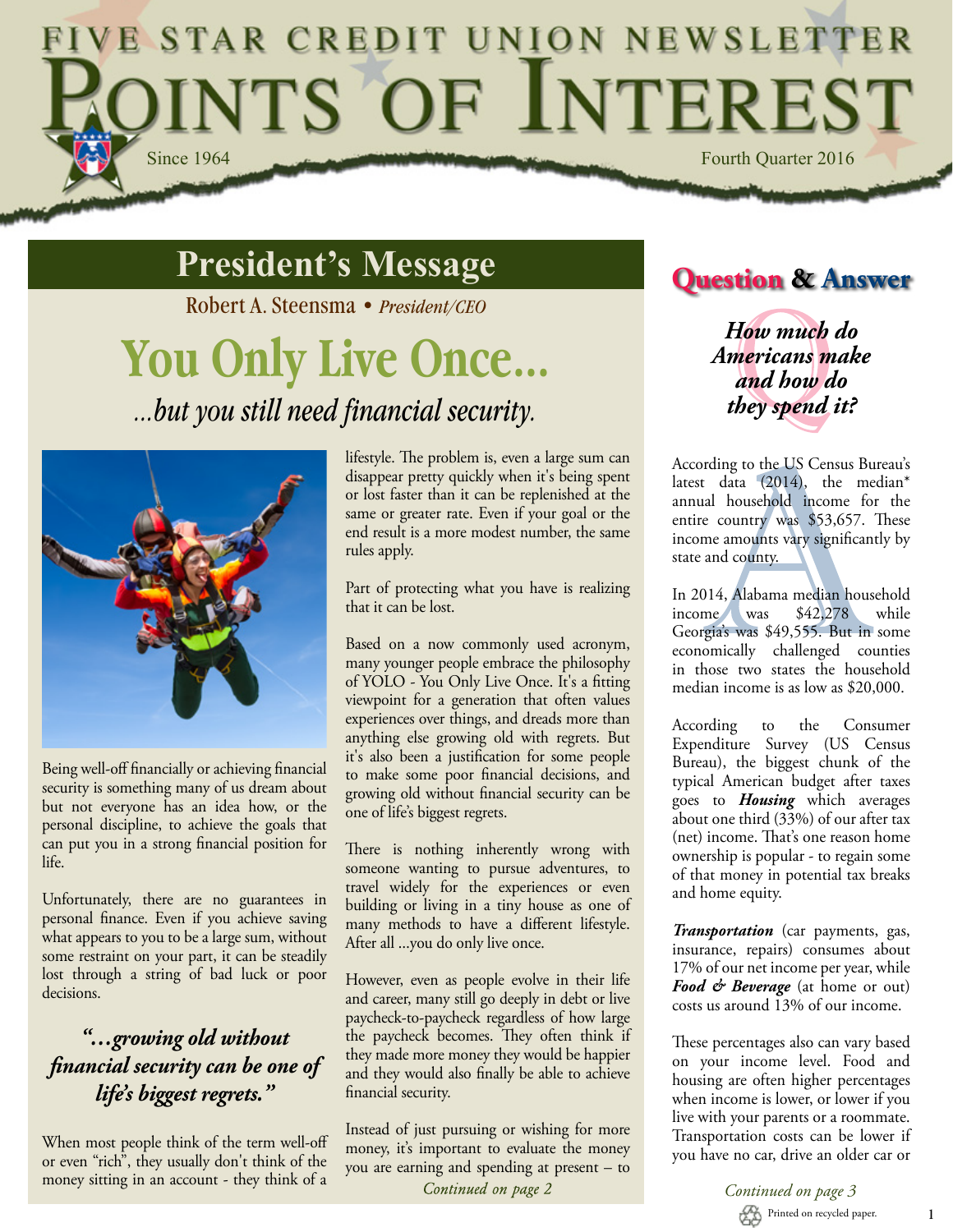# FIVE STAR CREDIT UNION NEWSLETTER
# POINTS OF INTEREST

Since 1964

Fourth Quarter 2016

## President's Message

Robert A. Steensma • *President/CEO*

# You Only Live Once...

*...but you still need financial security.*

Being well-off financially or achieving financial security is something many of us dream about but not everyone has an idea how, or the personal discipline, to achieve the goals that can put you in a strong financial position for life.

Unfortunately, there are no guarantees in personal finance. Even if you achieve saving what appears to you to be a large sum, without some restraint on your part, it can be steadily lost through a string of bad luck or poor decisions.

> ***"...growing old without financial security can be one of life's biggest regrets."***

When most people think of the term well-off or even "rich", they usually don't think of the money sitting in an account - they think of a lifestyle. The problem is, even a large sum can disappear pretty quickly when it's being spent or lost faster than it can be replenished at the same or greater rate. Even if your goal or the end result is a more modest number, the same rules apply.

Part of protecting what you have is realizing that it can be lost.

Based on a now commonly used acronym, many younger people embrace the philosophy of YOLO - You Only Live Once. It's a fitting viewpoint for a generation that often values experiences over things, and dreads more than anything else growing old with regrets. But it's also been a justification for some people to make some poor financial decisions, and growing old without financial security can be one of life's biggest regrets.

There is nothing inherently wrong with someone wanting to pursue adventures, to travel widely for the experiences or even building or living in a tiny house as one of many methods to have a different lifestyle. After all ...you do only live once.

However, even as people evolve in their life and career, many still go deeply in debt or live paycheck-to-paycheck regardless of how large the paycheck becomes. They often think if they made more money they would be happier and they would also finally be able to achieve financial security.

Instead of just pursuing or wishing for more money, it's important to evaluate the money you are earning and spending at present – to

*Continued on page 2*

## Question & Answer

***How much do Americans make and how do they spend it?***

According to the US Census Bureau's latest data (2014), the median* annual household income for the entire country was $53,657. These income amounts vary significantly by state and county.

In 2014, Alabama median household income was $42,278 while Georgia's was $49,555. But in some economically challenged counties in those two states the household median income is as low as $20,000.

According to the Consumer Expenditure Survey (US Census Bureau), the biggest chunk of the typical American budget after taxes goes to ***Housing*** which averages about one third (33%) of our after tax (net) income. That's one reason home ownership is popular - to regain some of that money in potential tax breaks and home equity.

***Transportation*** (car payments, gas, insurance, repairs) consumes about 17% of our net income per year, while ***Food & Beverage*** (at home or out) costs us around 13% of our income.

These percentages also can vary based on your income level. Food and housing are often higher percentages when income is lower, or lower if you live with your parents or a roommate. Transportation costs can be lower if you have no car, drive an older car or

*Continued on page 3*

Printed on recycled paper.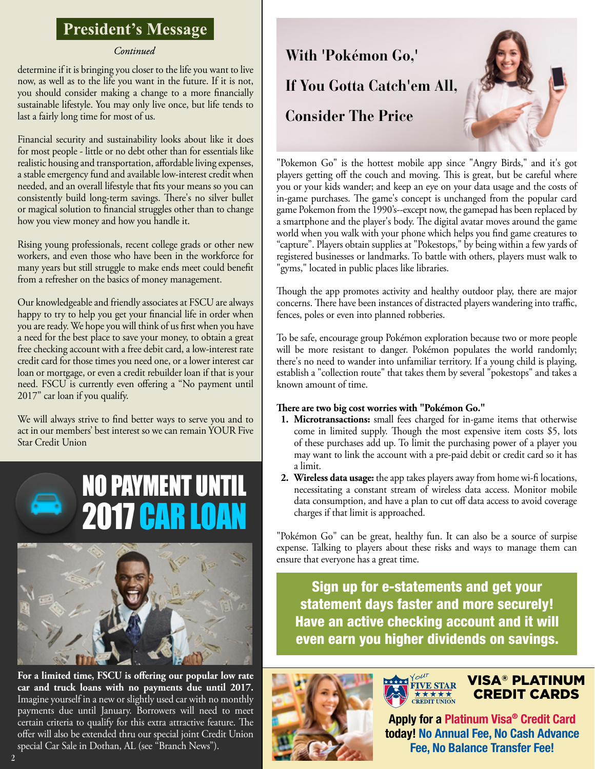## President's Message

*Continued*

determine if it is bringing you closer to the life you want to live now, as well as to the life you want in the future. If it is not, you should consider making a change to a more financially sustainable lifestyle. You may only live once, but life tends to last a fairly long time for most of us.

Financial security and sustainability looks about like it does for most people - little or no debt other than for essentials like realistic housing and transportation, affordable living expenses, a stable emergency fund and available low-interest credit when needed, and an overall lifestyle that fits your means so you can consistently build long-term savings. There's no silver bullet or magical solution to financial struggles other than to change how you view money and how you handle it.

Rising young professionals, recent college grads or other new workers, and even those who have been in the workforce for many years but still struggle to make ends meet could benefit from a refresher on the basics of money management.

Our knowledgeable and friendly associates at FSCU are always happy to try to help you get your financial life in order when you are ready. We hope you will think of us first when you have a need for the best place to save your money, to obtain a great free checking account with a free debit card, a low-interest rate credit card for those times you need one, or a lower interest car loan or mortgage, or even a credit rebuilder loan if that is your need. FSCU is currently even offering a "No payment until 2017" car loan if you qualify.

We will always strive to find better ways to serve you and to act in our members' best interest so we can remain YOUR Five Star Credit Union

## NO PAYMENT UNTIL 2017 CAR LOAN

**For a limited time, FSCU is offering our popular low rate car and truck loans with no payments due until 2017.** Imagine yourself in a new or slightly used car with no monthly payments due until January. Borrowers will need to meet certain criteria to qualify for this extra attractive feature. The offer will also be extended thru our special joint Credit Union special Car Sale in Dothan, AL (see "Branch News").

## With 'Pokémon Go,' If You Gotta Catch'em All, Consider The Price

"Pokemon Go" is the hottest mobile app since "Angry Birds," and it's got players getting off the couch and moving. This is great, but be careful where you or your kids wander; and keep an eye on your data usage and the costs of in-game purchases. The game's concept is unchanged from the popular card game Pokemon from the 1990's--except now, the gamepad has been replaced by a smartphone and the player's body. The digital avatar moves around the game world when you walk with your phone which helps you find game creatures to "capture". Players obtain supplies at "Pokestops," by being within a few yards of registered businesses or landmarks. To battle with others, players must walk to "gyms," located in public places like libraries.

Though the app promotes activity and healthy outdoor play, there are major concerns. There have been instances of distracted players wandering into traffic, fences, poles or even into planned robberies.

To be safe, encourage group Pokémon exploration because two or more people will be more resistant to danger. Pokémon populates the world randomly; there's no need to wander into unfamiliar territory. If a young child is playing, establish a "collection route" that takes them by several "pokestops" and takes a known amount of time.

**There are two big cost worries with "Pokémon Go."**

1. **Microtransactions:** small fees charged for in-game items that otherwise come in limited supply. Though the most expensive item costs $5, lots of these purchases add up. To limit the purchasing power of a player you may want to link the account with a pre-paid debit or credit card so it has a limit.
2. **Wireless data usage:** the app takes players away from home wi-fi locations, necessitating a constant stream of wireless data access. Monitor mobile data consumption, and have a plan to cut off data access to avoid coverage charges if that limit is approached.

"Pokémon Go" can be great, healthy fun. It can also be a source of surpise expense. Talking to players about these risks and ways to manage them can ensure that everyone has a great time.

**Sign up for e-statements and get your statement days faster and more securely! Have an active checking account and it will even earn you higher dividends on savings.**

## VISA® PLATINUM CREDIT CARDS

**Apply for a Platinum Visa® Credit Card today! No Annual Fee, No Cash Advance Fee, No Balance Transfer Fee!**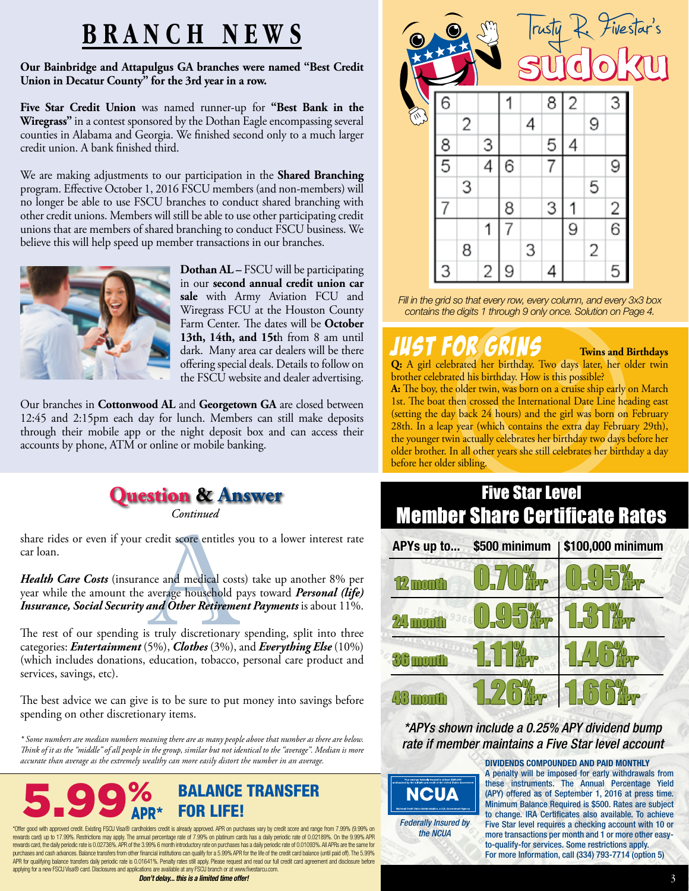# BRANCH NEWS

**Our Bainbridge and Attapulgus GA branches were named "Best Credit Union in Decatur County" for the 3rd year in a row.**

**Five Star Credit Union** was named runner-up for **"Best Bank in the Wiregrass"** in a contest sponsored by the Dothan Eagle encompassing several counties in Alabama and Georgia. We finished second only to a much larger credit union. A bank finished third.

We are making adjustments to our participation in the **Shared Branching** program. Effective October 1, 2016 FSCU members (and non-members) will no longer be able to use FSCU branches to conduct shared branching with other credit unions. Members will still be able to use other participating credit unions that are members of shared branching to conduct FSCU business. We believe this will help speed up member transactions in our branches.

**Dothan AL** – FSCU will be participating in our **second annual credit union car sale** with Army Aviation FCU and Wiregrass FCU at the Houston County Farm Center. The dates will be **October 13th, 14th, and 15th** from 8 am until dark. Many area car dealers will be there offering special deals. Details to follow on the FSCU website and dealer advertising.

Our branches in **Cottonwood AL** and **Georgetown GA** are closed between 12:45 and 2:15pm each day for lunch. Members can still make deposits through their mobile app or the night deposit box and can access their accounts by phone, ATM or online or mobile banking.

## Question & Answer

*Continued*

share rides or even if your credit score entitles you to a lower interest rate car loan.

***Health Care Costs*** (insurance and medical costs) take up another 8% per year while the amount the average household pays toward ***Personal (life) Insurance, Social Security and Other Retirement Payments*** is about 11%.

The rest of our spending is truly discretionary spending, split into three categories: ***Entertainment*** (5%), ***Clothes*** (3%), and ***Everything Else*** (10%) (which includes donations, education, tobacco, personal care product and services, savings, etc).

The best advice we can give is to be sure to put money into savings before spending on other discretionary items.

*\* Some numbers are median numbers meaning there are as many people above that number as there are below. Think of it as the "middle" of all people in the group, similar but not identical to the "average". Median is more accurate than average as the extremely wealthy can more easily distort the number in an average.*

## 5.99% APR* BALANCE TRANSFER FOR LIFE!

\*Offer good with approved credit. Existing FSCU Visa® cardholders credit is already approved. APR on purchases vary by credit score and range from 7.99% (9.99% on rewards card) up to 17.99%. Restrictions may apply. The annual percentage rate of 7.99% on platinum cards has a daily periodic rate of 0.02189%. On the 9.99% APR rewards card, the daily periodic rate is 0.02736%. APR of the 3.99% 6 month introductory rate on purchases has a daily periodic rate of 0.01093%. All APRs are the same for purchases and cash advances. Balance transfers from other financial institutions can qualify for a 5.99% APR for the life of the credit card balance (until paid off). The 5.99% APR for qualifying balance transfers daily periodic rate is 0.01641%. Penalty rates still apply. Please request and read our full credit card agreement and disclosure before applying for a new FSCU Visa® card. Disclosures and applications are available at any FSCU branch or at www.fivestarcu.com.

***Don't delay... this is a limited time offer!***

## Trusty R. Fivestar's sudoku

| | | | | | | | | |
|---|---|---|---|---|---|---|---|---|
| 6 | | | 1 | | 8 | 2 | | 3 |
| | 2 | | | 4 | | | 9 | |
| 8 | | 3 | | | 5 | 4 | | |
| 5 | | 4 | 6 | | 7 | | | 9 |
| | 3 | | | | | | 5 | |
| 7 | | | 8 | | 3 | 1 | | 2 |
| | | 1 | 7 | | | 9 | | 6 |
| | 8 | | | 3 | | | 2 | |
| 3 | | 2 | 9 | | 4 | | | 5 |

*Fill in the grid so that every row, every column, and every 3x3 box contains the digits 1 through 9 only once. Solution on Page 4.*

## JUST FOR GRINS

**Twins and Birthdays**

**Q:** A girl celebrated her birthday. Two days later, her older twin brother celebrated his birthday. How is this possible?

**A:** The boy, the older twin, was born on a cruise ship early on March 1st. The boat then crossed the International Date Line heading east (setting the day back 24 hours) and the girl was born on February 28th. In a leap year (which contains the extra day February 29th), the younger twin actually celebrates her birthday two days before her older brother. In all other years she still celebrates her birthday a day before her older sibling.

## Five Star Level Member Share Certificate Rates

| APYs up to... | $500 minimum | $100,000 minimum |
|---|---|---|
| 12 month | 0.70% APY* | 0.95% APY* |
| 24 month | 0.95% APY* | 1.31% APY* |
| 36 month | 1.11% APY* | 1.46% APY* |
| 48 month | 1.26% APY* | 1.66% APY* |

*\*APYs shown include a 0.25% APY dividend bump rate if member maintains a Five Star level account*

**DIVIDENDS COMPOUNDED AND PAID MONTHLY**

A penalty will be imposed for early withdrawals from these instruments. The Annual Percentage Yield (APY) offered as of September 1, 2016 at press time. Minimum Balance Required is $500. Rates are subject to change. IRA Certificates also available. To achieve Five Star level requires a checking account with 10 or more transactions per month and 1 or more other easy-to-qualify-for services. Some restrictions apply.

For more Information, call (334) 793-7714 (option 5)

*Federally Insured by the NCUA*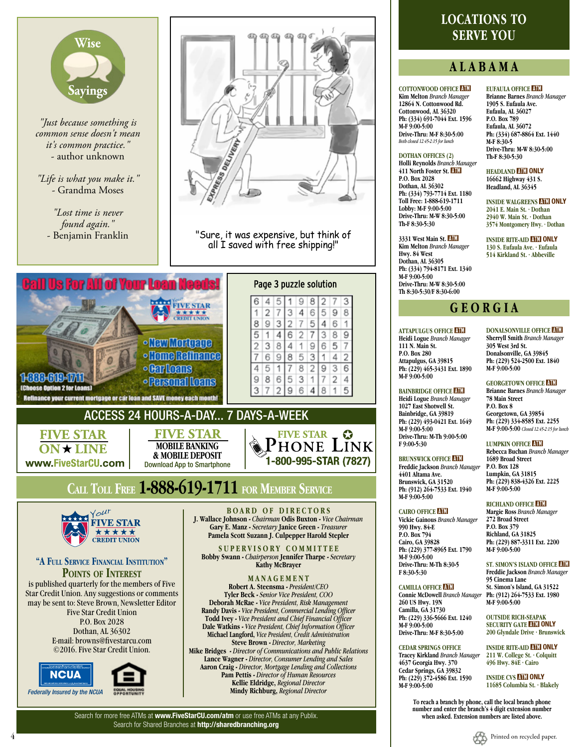## Wise Sayings

*"Just because something is common sense doesn't mean it's common practice."*
- author unknown

*"Life is what you make it."*
- Grandma Moses

*"Lost time is never found again."*
- Benjamin Franklin

"Sure, it was expensive, but think of all I saved with free shipping!"

## Call Us For All of Your Loan Needs!

Your FIVE STAR CREDIT UNION

- New Mortgage
- Home Refinance
- Car Loans
- Personal Loans

1-888-619-1711
(Choose Option 2 for Loans)

Refinance your current mortgage or car loan and SAVE money each month!

### Page 3 puzzle solution

| | | | | | | | | |
|---|---|---|---|---|---|---|---|---|
| 6 | 4 | 5 | 1 | 9 | 8 | 2 | 7 | 3 |
| 1 | 2 | 7 | 3 | 4 | 6 | 5 | 9 | 8 |
| 8 | 9 | 3 | 2 | 7 | 5 | 4 | 6 | 1 |
| 5 | 1 | 4 | 6 | 2 | 7 | 3 | 8 | 9 |
| 2 | 3 | 8 | 4 | 1 | 9 | 6 | 5 | 7 |
| 7 | 6 | 9 | 8 | 5 | 3 | 1 | 4 | 2 |
| 4 | 5 | 1 | 7 | 8 | 2 | 9 | 3 | 6 |
| 9 | 8 | 6 | 5 | 3 | 1 | 7 | 2 | 4 |
| 3 | 7 | 2 | 9 | 6 | 4 | 8 | 1 | 5 |

## ACCESS 24 HOURS-A-DAY... 7 DAYS-A-WEEK

**FIVE STAR ON★LINE**
www.FiveStarCU.com

**FIVE STAR MOBILE BANKING & MOBILE DEPOSIT**
Download App to Smartphone

**FIVE STAR PHONE LINK**
1-800-995-STAR (7827)

## Call Toll Free 1-888-619-1711 for Member Service

Your FIVE STAR CREDIT UNION

**"A Full Service Financial Institution"**

### Points of Interest

is published quarterly for the members of Five Star Credit Union. Any suggestions or comments may be sent to: Steve Brown, Newsletter Editor
Five Star Credit Union
P.O. Box 2028
Dothan, AL 36302
E-mail: browns@fivestarcu.com
©2016. Five Star Credit Union.

NCUA — Federally Insured by the NCUA

EQUAL HOUSING OPPORTUNITY

### BOARD OF DIRECTORS

**J. Wallace Johnson** - *Chairman* **Odis Buxton** - *Vice Chairman*
**Gary E. Manz** - *Secretary* **Janice Green** - *Treasurer*
**Pamela Scott Suzann J. Culpepper Harold Stepler**

### SUPERVISORY COMMITTEE

**Bobby Swann** - *Chairperson* **Jennifer Tharpe** - *Secretary*
**Kathy McBrayer**

### MANAGEMENT

**Robert A. Steensma** - *President/CEO*
**Tyler Beck** - *Senior Vice President, COO*
**Deborah McRae** - *Vice President, Risk Management*
**Randy Davis** - *Vice President, Commercial Lending Officer*
**Todd Ivey** - *Vice President and Chief Financial Officer*
**Dale Watkins** - *Vice President, Chief Information Officer*
**Michael Langford**, *Vice President, Credit Administration*
**Steve Brown** - *Director, Marketing*
**Mike Bridges** - *Director of Communications and Public Relations*
**Lance Wagner** - *Director, Consumer Lending and Sales*
**Aaron Craig** - *Director, Mortgage Lending and Collections*
**Pam Pettis** - *Director of Human Resources*
**Kellie Eldridge**, *Regional Director*
**Mindy Richburg**, *Regional Director*

Search for more free ATMs at **www.FiveStarCU.com/atm** or use free ATMs at any Publix.
Search for Shared Branches at **http://sharedbranching.org**

# LOCATIONS TO SERVE YOU

## ALABAMA

**COTTONWOOD OFFICE ATM**
Kim Melton *Branch Manager*
12864 N. Cottonwood Rd.
Cottonwood, AL 36320
Ph: (334) 691-7044 Ext. 1596
M-F 9:00-5:00
Drive-Thru: M-F 8:30-5:00
*Both closed 12:45-2:15 for lunch*

**DOTHAN OFFICES (2)**
Holli Reynolds *Branch Manager*
411 North Foster St. ATM
P.O. Box 2028
Dothan, AL 36302
Ph: (334) 793-7714 Ext. 1180
Toll Free: 1-888-619-1711
Lobby: M-F 9:00-5:00
Drive-Thru: M-W 8:30-5:00
Th-F 8:30-5:30

3331 West Main St. ATM
Kim Melton *Branch Manager*
Hwy. 84 West
Dothan, AL 36305
Ph: (334) 794-8171 Ext. 1340
M-F 9:00-5:00
Drive-Thru: M-W 8:30-5:00
Th 8:30-5:30/F 8:30-6:00

**EUFAULA OFFICE ATM**
Brianne Barnes *Branch Manager*
1905 S. Eufaula Ave.
Eufaula, AL 36027
P.O. Box 789
Eufaula, AL 36072
Ph: (334) 687-8864 Ext. 1440
M-F 8:30-5
Drive-Thru: M-W 8:30-5:00
Th-F 8:30-5:30

**HEADLAND ATM ONLY**
16662 Highway 431 S.
Headland, AL 36345

**INSIDE WALGREENS ATM ONLY**
2041 E. Main St. · Dothan
2940 W. Main St. · Dothan
3574 Montgomery Hwy. · Dothan

**INSIDE RITE-AID ATM ONLY**
130 S. Eufaula Ave. · Eufaula
514 Kirkland St. · Abbeville

## GEORGIA

**ATTAPULGUS OFFICE ATM**
Heidi Logue *Branch Manager*
111 N. Main St.
P.O. Box 280
Attapulgus, GA 39815
Ph: (229) 465-3431 Ext. 1890
M-F 9:00-5:00

**BAINBRIDGE OFFICE ATM**
Heidi Logue *Branch Manager*
1027 East Shotwell St.
Bainbridge, GA 39819
Ph: (229) 493-0421 Ext. 1649
M-F 9:00-5:00
Drive-Thru: M-Th 9:00-5:00
F 9:00-5:30

**BRUNSWICK OFFICE ATM**
Freddie Jackson *Branch Manager*
4401 Altama Ave.
Brunswick, GA 31520
Ph: (912) 264-7533 Ext. 1940
M-F 9:00-5:00

**CAIRO OFFICE ATM**
Vickie Gainous *Branch Manager*
990 Hwy. 84-E
P.O. Box 794
Cairo, GA 39828
Ph: (229) 377-8965 Ext. 1790
M-F 9:00-5:00
Drive-Thru: M-Th 8:30-5
F 8:30-5:30

**CAMILLA OFFICE ATM**
Connie McDowell *Branch Manager*
260 US Hwy. 19N
Camilla, GA 31730
Ph: (229) 336-5666 Ext. 1240
M-F 9:00-5:00
Drive-Thru: M-F 8:30-5:00

**CEDAR SPRINGS OFFICE**
Tracey Kirkland *Branch Manager*
4637 Georgia Hwy. 370
Cedar Springs, GA 39832
Ph: (229) 372-4586 Ext. 1590
M-F 9:00-5:00

**DONALSONVILLE OFFICE ATM**
Sherryll Smith *Branch Manager*
305 West 3rd St.
Donalsonville, GA 39845
Ph: (229) 524-2500 Ext. 1840
M-F 9:00-5:00

**GEORGETOWN OFFICE ATM**
Brianne Barnes *Branch Manager*
78 Main Street
P.O. Box 8
Georgetown, GA 39854
Ph: (229) 334-8585 Ext. 2255
M-F 9:00-5:00 *Closed 12:45-2:15 for lunch*

**LUMPKIN OFFICE ATM**
Rebecca Buchan *Branch Manager*
1689 Broad Street
P.O. Box 128
Lumpkin, GA 31815
Ph: (229) 838-4326 Ext. 2225
M-F 9:00-5:00

**RICHLAND OFFICE ATM**
Margie Ross *Branch Manager*
272 Broad Street
P.O. Box 379
Richland, GA 31825
Ph: (229) 887-3311 Ext. 2200
M-F 9:00-5:00

**ST. SIMON'S ISLAND OFFICE ATM**
Freddie Jackson *Branch Manager*
95 Cinema Lane
St. Simon's Island, GA 31522
Ph: (912) 264-7533 Ext. 1980
M-F 9:00-5:00

**OUTSIDE RICH-SEAPAK SECURITY GATE ATM ONLY**
200 Glyndale Drive · Brunswick

**INSIDE RITE-AID ATM ONLY**
211 W. College St. · Colquitt
496 Hwy. 84E · Cairo

**INSIDE CVS ATM ONLY**
11685 Columbia St. · Blakely

To reach a branch by phone, call the local branch phone number and enter the branch's 4 digit extension number when asked. Extension numbers are listed above.

Printed on recycled paper.